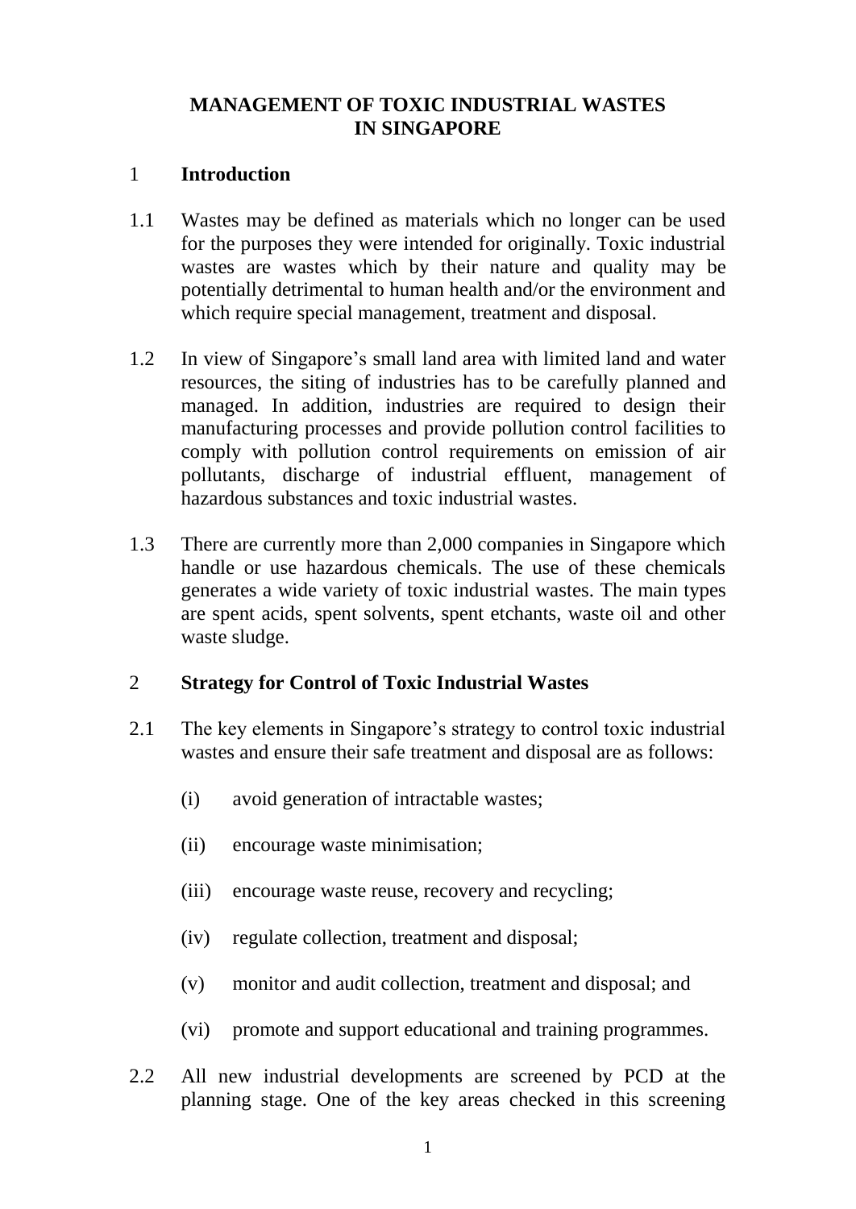# MANAGEMENT OF TOXIC INDUSTRIAL WASTES IN SINGAPORE

## 1 Introduction

1.1 Wastes may be defined as materials which no longer can be used for the purposes they were intended for originally. Toxic industrial wastes are wastes which by their nature and quality may be potentially detrimental to human health and/or the environment and which require special management, treatment and disposal.

1.2 In view of Singapore's small land area with limited land and water resources, the siting of industries has to be carefully planned and managed. In addition, industries are required to design their manufacturing processes and provide pollution control facilities to comply with pollution control requirements on emission of air pollutants, discharge of industrial effluent, management of hazardous substances and toxic industrial wastes.

1.3 There are currently more than 2,000 companies in Singapore which handle or use hazardous chemicals. The use of these chemicals generates a wide variety of toxic industrial wastes. The main types are spent acids, spent solvents, spent etchants, waste oil and other waste sludge.

## 2 Strategy for Control of Toxic Industrial Wastes

2.1 The key elements in Singapore's strategy to control toxic industrial wastes and ensure their safe treatment and disposal are as follows:

(i) avoid generation of intractable wastes;

(ii) encourage waste minimisation;

(iii) encourage waste reuse, recovery and recycling;

(iv) regulate collection, treatment and disposal;

(v) monitor and audit collection, treatment and disposal; and

(vi) promote and support educational and training programmes.

2.2 All new industrial developments are screened by PCD at the planning stage. One of the key areas checked in this screening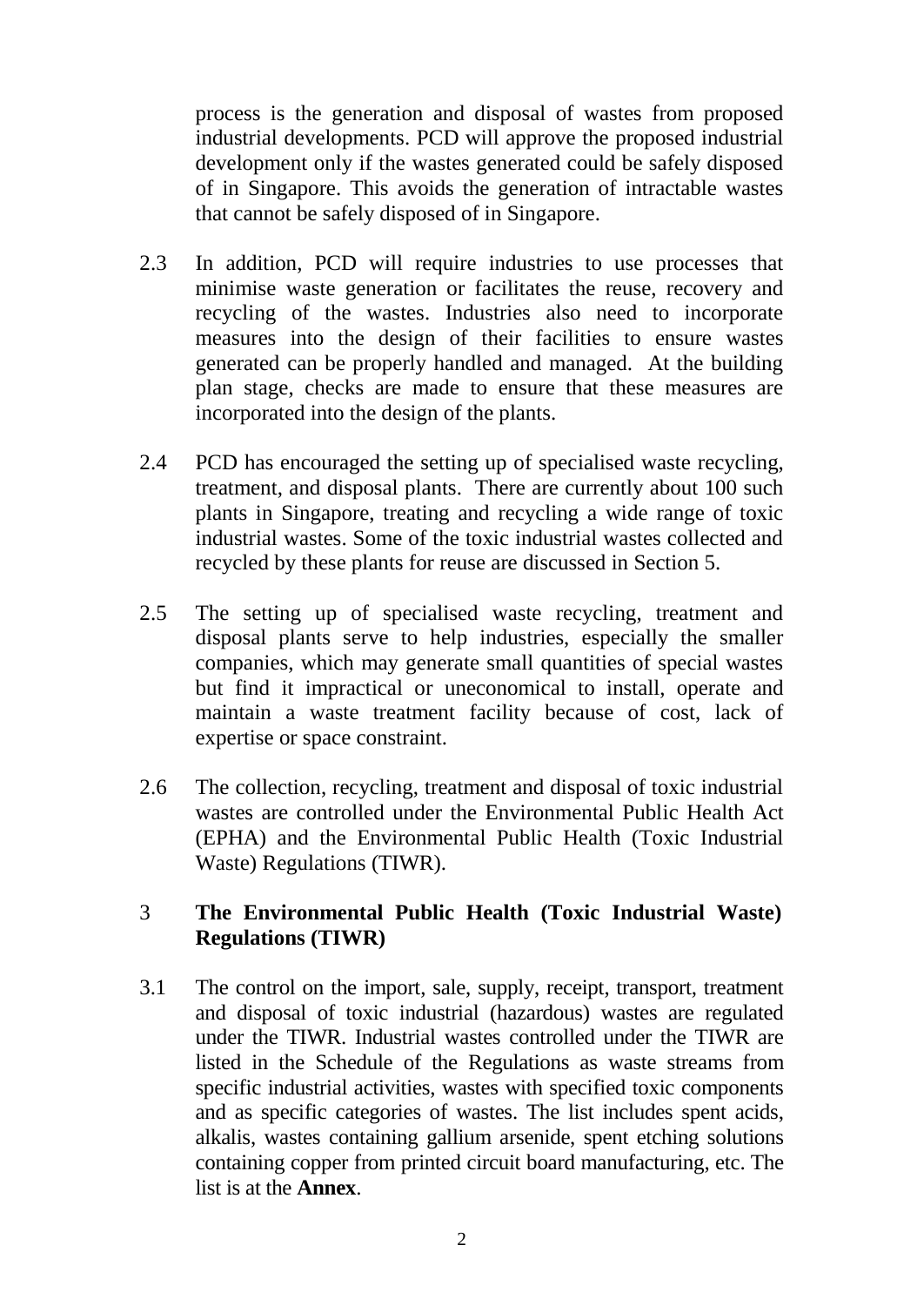process is the generation and disposal of wastes from proposed industrial developments. PCD will approve the proposed industrial development only if the wastes generated could be safely disposed of in Singapore. This avoids the generation of intractable wastes that cannot be safely disposed of in Singapore.

2.3 In addition, PCD will require industries to use processes that minimise waste generation or facilitates the reuse, recovery and recycling of the wastes. Industries also need to incorporate measures into the design of their facilities to ensure wastes generated can be properly handled and managed. At the building plan stage, checks are made to ensure that these measures are incorporated into the design of the plants.

2.4 PCD has encouraged the setting up of specialised waste recycling, treatment, and disposal plants. There are currently about 100 such plants in Singapore, treating and recycling a wide range of toxic industrial wastes. Some of the toxic industrial wastes collected and recycled by these plants for reuse are discussed in Section 5.

2.5 The setting up of specialised waste recycling, treatment and disposal plants serve to help industries, especially the smaller companies, which may generate small quantities of special wastes but find it impractical or uneconomical to install, operate and maintain a waste treatment facility because of cost, lack of expertise or space constraint.

2.6 The collection, recycling, treatment and disposal of toxic industrial wastes are controlled under the Environmental Public Health Act (EPHA) and the Environmental Public Health (Toxic Industrial Waste) Regulations (TIWR).

## 3 The Environmental Public Health (Toxic Industrial Waste) Regulations (TIWR)

3.1 The control on the import, sale, supply, receipt, transport, treatment and disposal of toxic industrial (hazardous) wastes are regulated under the TIWR. Industrial wastes controlled under the TIWR are listed in the Schedule of the Regulations as waste streams from specific industrial activities, wastes with specified toxic components and as specific categories of wastes. The list includes spent acids, alkalis, wastes containing gallium arsenide, spent etching solutions containing copper from printed circuit board manufacturing, etc. The list is at the **Annex**.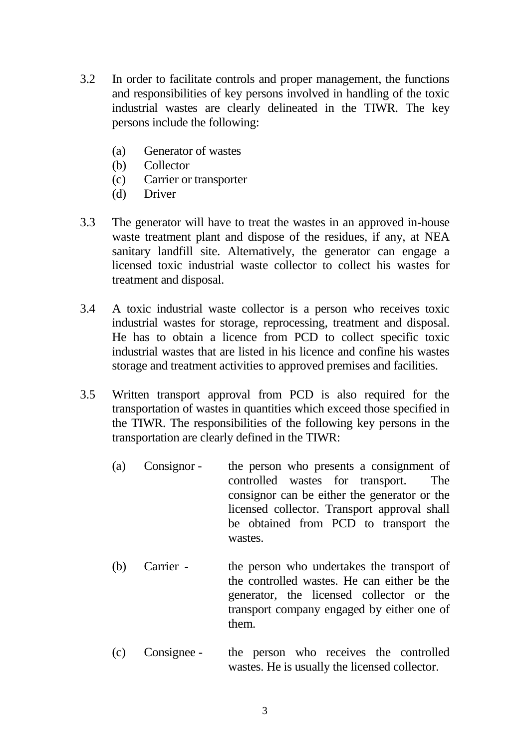3.2 In order to facilitate controls and proper management, the functions and responsibilities of key persons involved in handling of the toxic industrial wastes are clearly delineated in the TIWR. The key persons include the following:

   (a) Generator of wastes
   (b) Collector
   (c) Carrier or transporter
   (d) Driver

3.3 The generator will have to treat the wastes in an approved in-house waste treatment plant and dispose of the residues, if any, at NEA sanitary landfill site. Alternatively, the generator can engage a licensed toxic industrial waste collector to collect his wastes for treatment and disposal.

3.4 A toxic industrial waste collector is a person who receives toxic industrial wastes for storage, reprocessing, treatment and disposal. He has to obtain a licence from PCD to collect specific toxic industrial wastes that are listed in his licence and confine his wastes storage and treatment activities to approved premises and facilities.

3.5 Written transport approval from PCD is also required for the transportation of wastes in quantities which exceed those specified in the TIWR. The responsibilities of the following key persons in the transportation are clearly defined in the TIWR:

   (a) Consignor - the person who presents a consignment of controlled wastes for transport. The consignor can be either the generator or the licensed collector. Transport approval shall be obtained from PCD to transport the wastes.

   (b) Carrier - the person who undertakes the transport of the controlled wastes. He can either be the generator, the licensed collector or the transport company engaged by either one of them.

   (c) Consignee - the person who receives the controlled wastes. He is usually the licensed collector.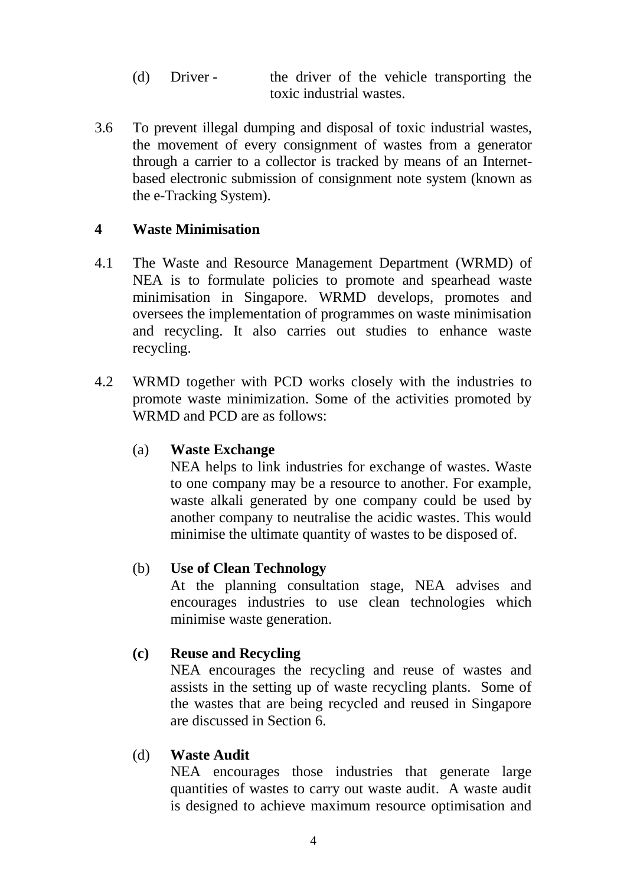(d) Driver - the driver of the vehicle transporting the toxic industrial wastes.

3.6 To prevent illegal dumping and disposal of toxic industrial wastes, the movement of every consignment of wastes from a generator through a carrier to a collector is tracked by means of an Internet-based electronic submission of consignment note system (known as the e-Tracking System).

## 4 Waste Minimisation

4.1 The Waste and Resource Management Department (WRMD) of NEA is to formulate policies to promote and spearhead waste minimisation in Singapore. WRMD develops, promotes and oversees the implementation of programmes on waste minimisation and recycling. It also carries out studies to enhance waste recycling.

4.2 WRMD together with PCD works closely with the industries to promote waste minimization. Some of the activities promoted by WRMD and PCD are as follows:

(a) **Waste Exchange**

NEA helps to link industries for exchange of wastes. Waste to one company may be a resource to another. For example, waste alkali generated by one company could be used by another company to neutralise the acidic wastes. This would minimise the ultimate quantity of wastes to be disposed of.

(b) **Use of Clean Technology**

At the planning consultation stage, NEA advises and encourages industries to use clean technologies which minimise waste generation.

**(c) Reuse and Recycling**

NEA encourages the recycling and reuse of wastes and assists in the setting up of waste recycling plants. Some of the wastes that are being recycled and reused in Singapore are discussed in Section 6.

(d) **Waste Audit**

NEA encourages those industries that generate large quantities of wastes to carry out waste audit. A waste audit is designed to achieve maximum resource optimisation and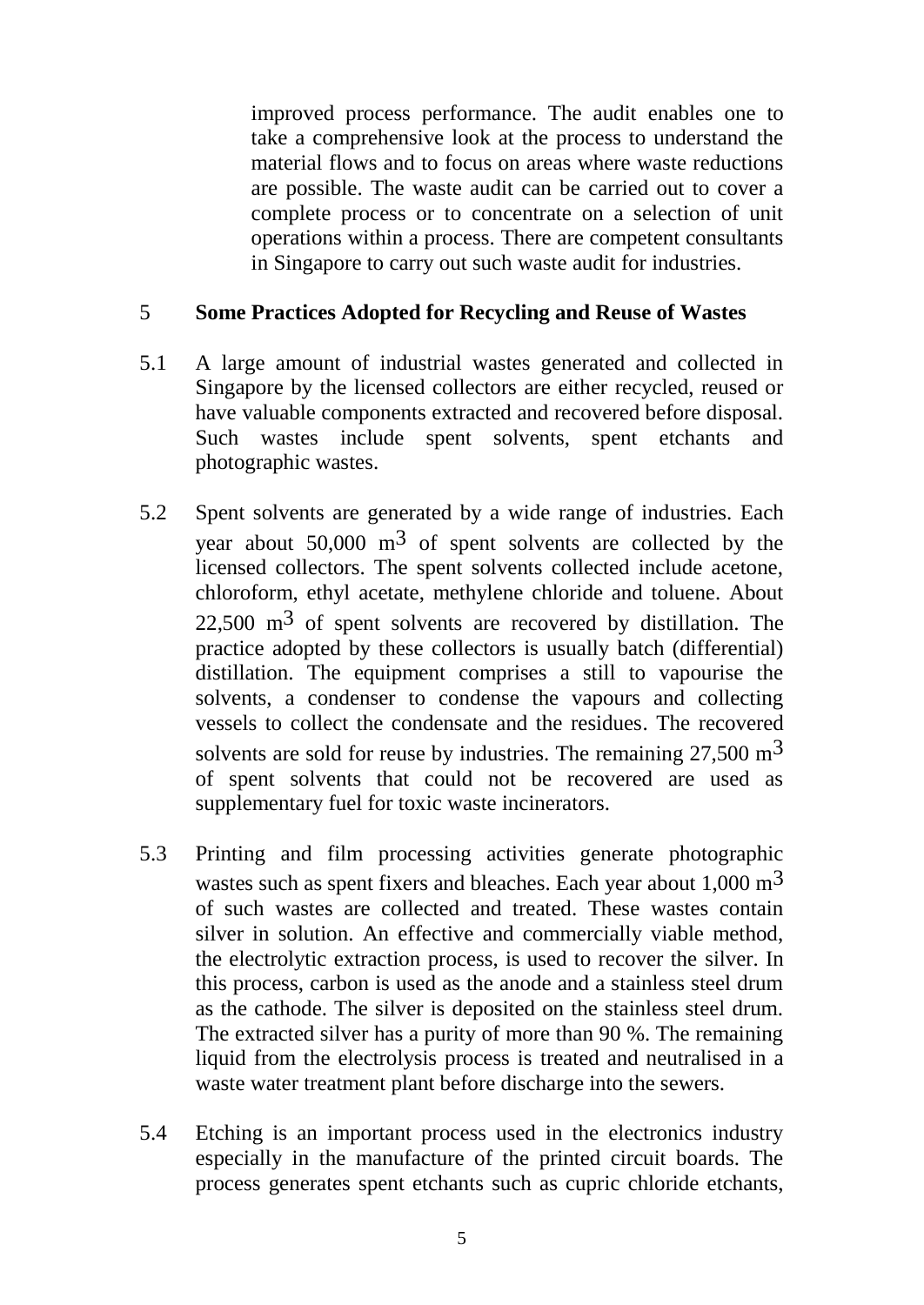improved process performance. The audit enables one to take a comprehensive look at the process to understand the material flows and to focus on areas where waste reductions are possible. The waste audit can be carried out to cover a complete process or to concentrate on a selection of unit operations within a process. There are competent consultants in Singapore to carry out such waste audit for industries.

## 5 Some Practices Adopted for Recycling and Reuse of Wastes

5.1 A large amount of industrial wastes generated and collected in Singapore by the licensed collectors are either recycled, reused or have valuable components extracted and recovered before disposal. Such wastes include spent solvents, spent etchants and photographic wastes.

5.2 Spent solvents are generated by a wide range of industries. Each year about 50,000 $m^3$ of spent solvents are collected by the licensed collectors. The spent solvents collected include acetone, chloroform, ethyl acetate, methylene chloride and toluene. About 22,500 $m^3$ of spent solvents are recovered by distillation. The practice adopted by these collectors is usually batch (differential) distillation. The equipment comprises a still to vapourise the solvents, a condenser to condense the vapours and collecting vessels to collect the condensate and the residues. The recovered solvents are sold for reuse by industries. The remaining 27,500 $m^3$ of spent solvents that could not be recovered are used as supplementary fuel for toxic waste incinerators.

5.3 Printing and film processing activities generate photographic wastes such as spent fixers and bleaches. Each year about 1,000 $m^3$ of such wastes are collected and treated. These wastes contain silver in solution. An effective and commercially viable method, the electrolytic extraction process, is used to recover the silver. In this process, carbon is used as the anode and a stainless steel drum as the cathode. The silver is deposited on the stainless steel drum. The extracted silver has a purity of more than 90 %. The remaining liquid from the electrolysis process is treated and neutralised in a waste water treatment plant before discharge into the sewers.

5.4 Etching is an important process used in the electronics industry especially in the manufacture of the printed circuit boards. The process generates spent etchants such as cupric chloride etchants,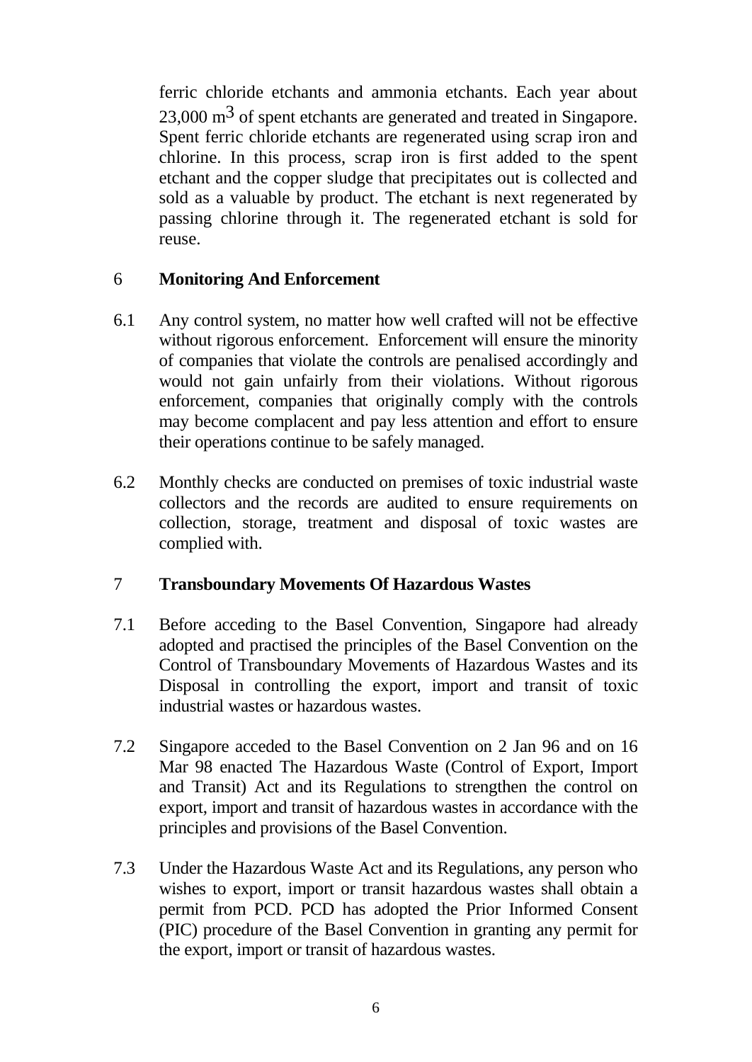ferric chloride etchants and ammonia etchants. Each year about 23,000 $m^3$ of spent etchants are generated and treated in Singapore. Spent ferric chloride etchants are regenerated using scrap iron and chlorine. In this process, scrap iron is first added to the spent etchant and the copper sludge that precipitates out is collected and sold as a valuable by product. The etchant is next regenerated by passing chlorine through it. The regenerated etchant is sold for reuse.

## 6 Monitoring And Enforcement

6.1 Any control system, no matter how well crafted will not be effective without rigorous enforcement. Enforcement will ensure the minority of companies that violate the controls are penalised accordingly and would not gain unfairly from their violations. Without rigorous enforcement, companies that originally comply with the controls may become complacent and pay less attention and effort to ensure their operations continue to be safely managed.

6.2 Monthly checks are conducted on premises of toxic industrial waste collectors and the records are audited to ensure requirements on collection, storage, treatment and disposal of toxic wastes are complied with.

## 7 Transboundary Movements Of Hazardous Wastes

7.1 Before acceding to the Basel Convention, Singapore had already adopted and practised the principles of the Basel Convention on the Control of Transboundary Movements of Hazardous Wastes and its Disposal in controlling the export, import and transit of toxic industrial wastes or hazardous wastes.

7.2 Singapore acceded to the Basel Convention on 2 Jan 96 and on 16 Mar 98 enacted The Hazardous Waste (Control of Export, Import and Transit) Act and its Regulations to strengthen the control on export, import and transit of hazardous wastes in accordance with the principles and provisions of the Basel Convention.

7.3 Under the Hazardous Waste Act and its Regulations, any person who wishes to export, import or transit hazardous wastes shall obtain a permit from PCD. PCD has adopted the Prior Informed Consent (PIC) procedure of the Basel Convention in granting any permit for the export, import or transit of hazardous wastes.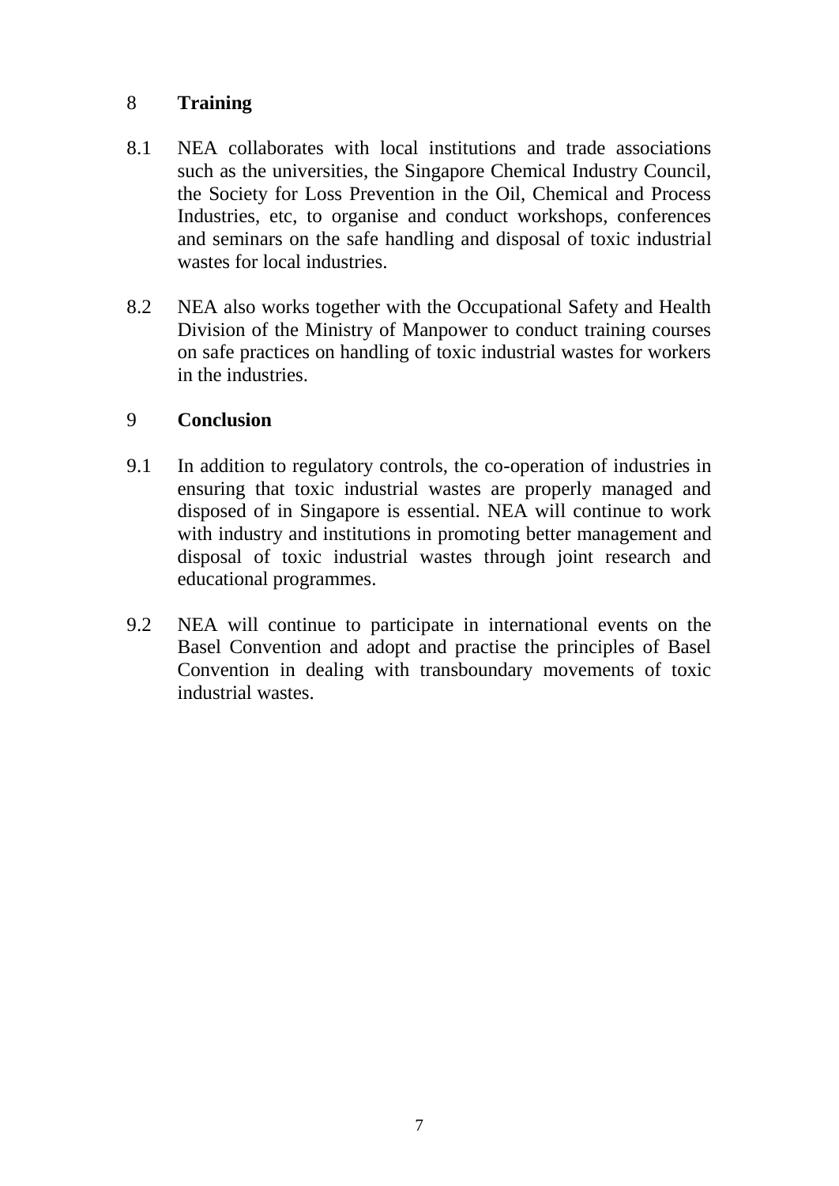## 8 Training

8.1 NEA collaborates with local institutions and trade associations such as the universities, the Singapore Chemical Industry Council, the Society for Loss Prevention in the Oil, Chemical and Process Industries, etc, to organise and conduct workshops, conferences and seminars on the safe handling and disposal of toxic industrial wastes for local industries.

8.2 NEA also works together with the Occupational Safety and Health Division of the Ministry of Manpower to conduct training courses on safe practices on handling of toxic industrial wastes for workers in the industries.

## 9 Conclusion

9.1 In addition to regulatory controls, the co-operation of industries in ensuring that toxic industrial wastes are properly managed and disposed of in Singapore is essential. NEA will continue to work with industry and institutions in promoting better management and disposal of toxic industrial wastes through joint research and educational programmes.

9.2 NEA will continue to participate in international events on the Basel Convention and adopt and practise the principles of Basel Convention in dealing with transboundary movements of toxic industrial wastes.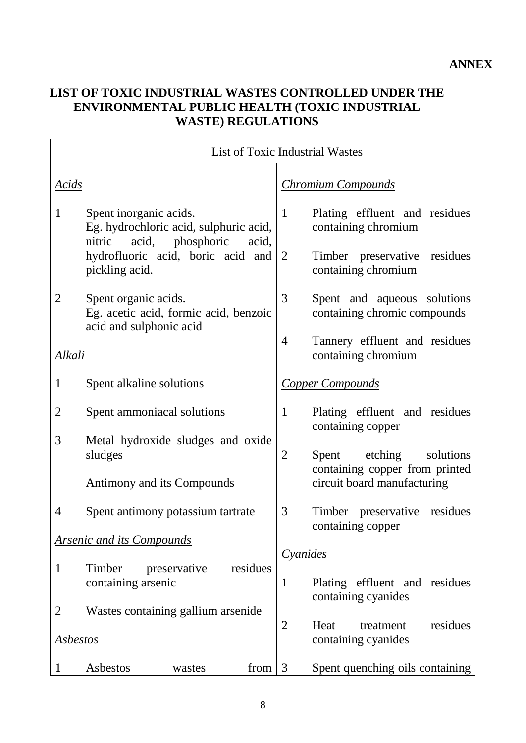**ANNEX**

## LIST OF TOXIC INDUSTRIAL WASTES CONTROLLED UNDER THE ENVIRONMENTAL PUBLIC HEALTH (TOXIC INDUSTRIAL WASTE) REGULATIONS

List of Toxic Industrial Wastes

*Acids*

1 Spent inorganic acids. Eg. hydrochloric acid, sulphuric acid, nitric acid, phosphoric acid, hydrofluoric acid, boric acid and pickling acid.

2 Spent organic acids. Eg. acetic acid, formic acid, benzoic acid and sulphonic acid

*Alkali*

1 Spent alkaline solutions

2 Spent ammoniacal solutions

3 Metal hydroxide sludges and oxide sludges

Antimony and its Compounds

4 Spent antimony potassium tartrate

*Arsenic and its Compounds*

1 Timber preservative residues containing arsenic

2 Wastes containing gallium arsenide

*Asbestos*

1 Asbestos wastes from

*Chromium Compounds*

1 Plating effluent and residues containing chromium

2 Timber preservative residues containing chromium

3 Spent and aqueous solutions containing chromic compounds

4 Tannery effluent and residues containing chromium

*Copper Compounds*

1 Plating effluent and residues containing copper

2 Spent etching solutions containing copper from printed circuit board manufacturing

3 Timber preservative residues containing copper

*Cyanides*

1 Plating effluent and residues containing cyanides

2 Heat treatment residues containing cyanides

3 Spent quenching oils containing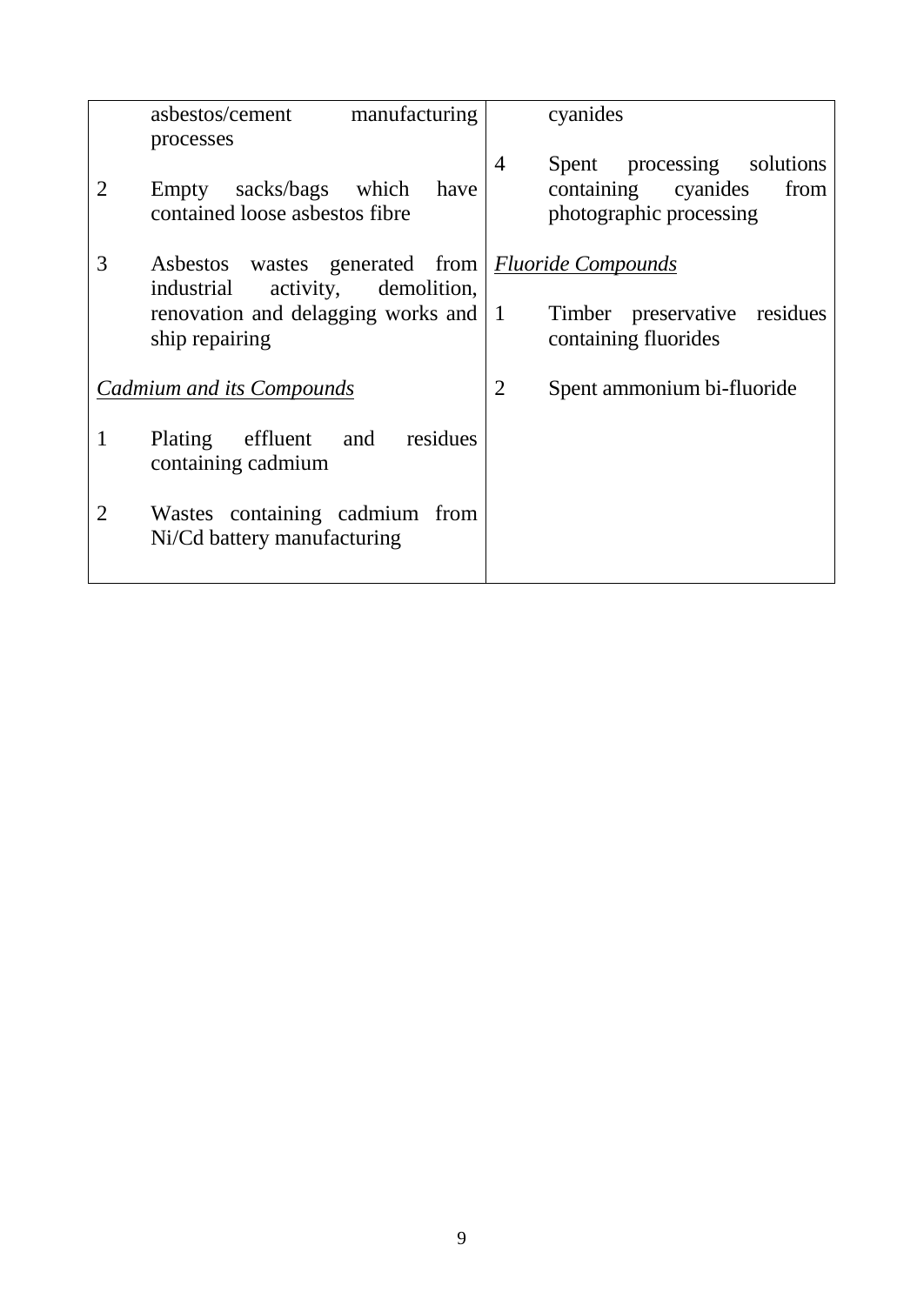| | |
|---|---|
| asbestos/cement manufacturing processes<br><br>2 Empty sacks/bags which have contained loose asbestos fibre<br><br>3 Asbestos wastes generated from industrial activity, demolition, renovation and delagging works and ship repairing<br><br>*Cadmium and its Compounds*<br><br>1 Plating effluent and residues containing cadmium<br><br>2 Wastes containing cadmium from Ni/Cd battery manufacturing | cyanides<br><br>4 Spent processing solutions containing cyanides from photographic processing<br><br>*Fluoride Compounds*<br><br>1 Timber preservative residues containing fluorides<br><br>2 Spent ammonium bi-fluoride |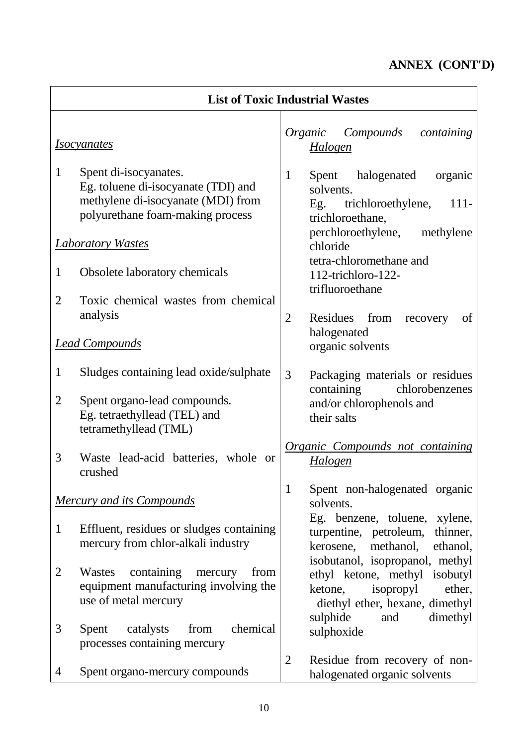**ANNEX (CONT'D)**

**List of Toxic Industrial Wastes**

*Isocyanates*

1 Spent di-isocyanates.
Eg. toluene di-isocyanate (TDI) and methylene di-isocyanate (MDI) from polyurethane foam-making process

*Laboratory Wastes*

1 Obsolete laboratory chemicals

2 Toxic chemical wastes from chemical analysis

*Lead Compounds*

1 Sludges containing lead oxide/sulphate

2 Spent organo-lead compounds.
Eg. tetraethyllead (TEL) and tetramethyllead (TML)

3 Waste lead-acid batteries, whole or crushed

*Mercury and its Compounds*

1 Effluent, residues or sludges containing mercury from chlor-alkali industry

2 Wastes containing mercury from equipment manufacturing involving the use of metal mercury

3 Spent catalysts from chemical processes containing mercury

4 Spent organo-mercury compounds

*Organic Compounds containing Halogen*

1 Spent halogenated organic solvents.
Eg. trichloroethylene, 111-trichloroethane, perchloroethylene, methylene chloride tetra-chloromethane and 112-trichloro-122-trifluoroethane

2 Residues from recovery of halogenated organic solvents

3 Packaging materials or residues containing chlorobenzenes and/or chlorophenols and their salts

*Organic Compounds not containing Halogen*

1 Spent non-halogenated organic solvents.
Eg. benzene, toluene, xylene, turpentine, petroleum, thinner, kerosene, methanol, ethanol, isobutanol, isopropanol, methyl ethyl ketone, methyl isobutyl ketone, isopropyl ether, diethyl ether, hexane, dimethyl sulphide and dimethyl sulphoxide

2 Residue from recovery of non-halogenated organic solvents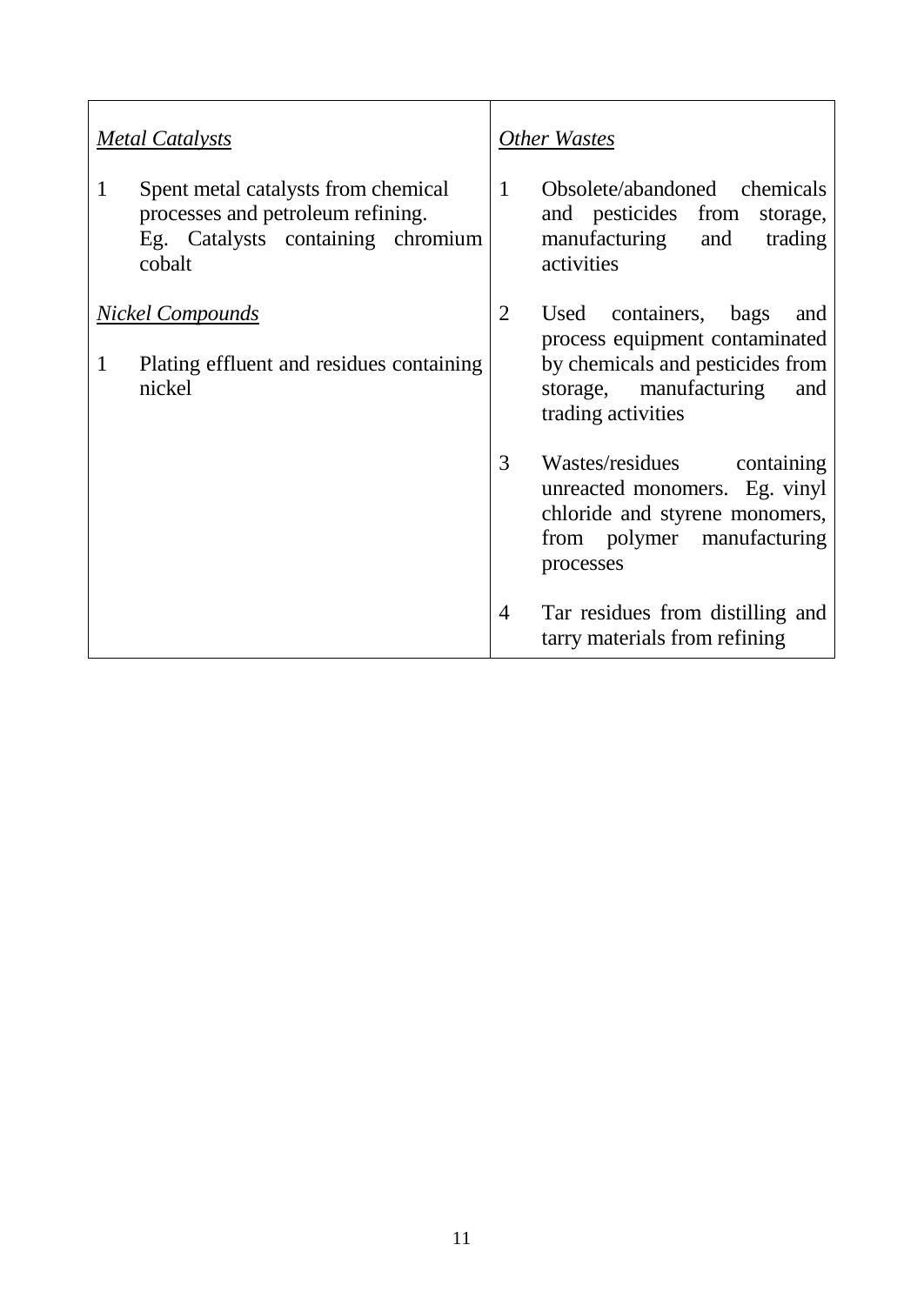| | |
|---|---|
| *Metal Catalysts*<br><br>1 Spent metal catalysts from chemical processes and petroleum refining. Eg. Catalysts containing chromium cobalt<br><br>*Nickel Compounds*<br><br>1 Plating effluent and residues containing nickel | *Other Wastes*<br><br>1 Obsolete/abandoned chemicals and pesticides from storage, manufacturing and trading activities<br><br>2 Used containers, bags and process equipment contaminated by chemicals and pesticides from storage, manufacturing and trading activities<br><br>3 Wastes/residues containing unreacted monomers. Eg. vinyl chloride and styrene monomers, from polymer manufacturing processes<br><br>4 Tar residues from distilling and tarry materials from refining |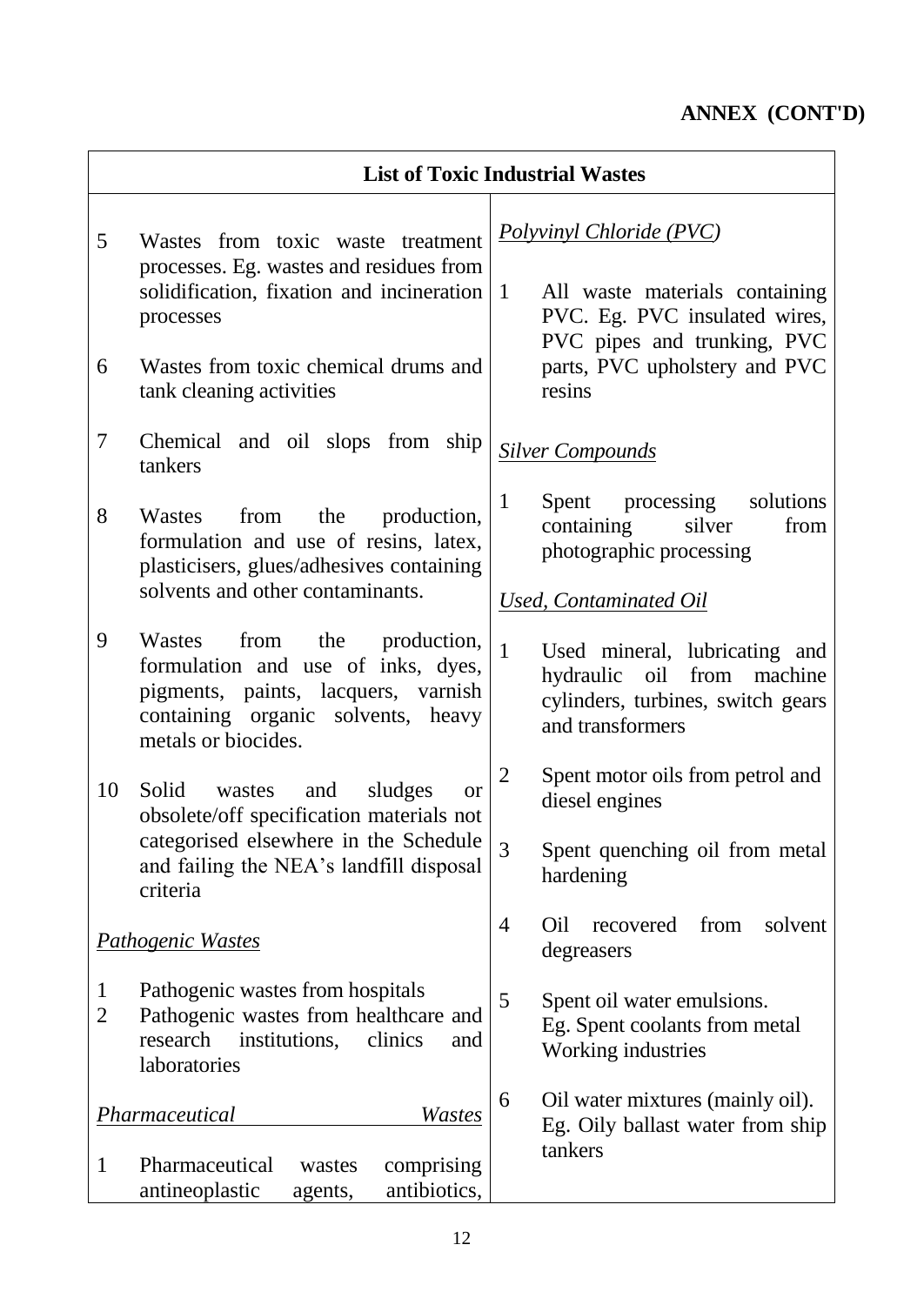**ANNEX (CONT'D)**

**List of Toxic Industrial Wastes**

5 Wastes from toxic waste treatment processes. Eg. wastes and residues from solidification, fixation and incineration processes

6 Wastes from toxic chemical drums and tank cleaning activities

7 Chemical and oil slops from ship tankers

8 Wastes from the production, formulation and use of resins, latex, plasticisers, glues/adhesives containing solvents and other contaminants.

9 Wastes from the production, formulation and use of inks, dyes, pigments, paints, lacquers, varnish containing organic solvents, heavy metals or biocides.

10 Solid wastes and sludges or obsolete/off specification materials not categorised elsewhere in the Schedule and failing the NEA's landfill disposal criteria

*Pathogenic Wastes*

1 Pathogenic wastes from hospitals
2 Pathogenic wastes from healthcare and research institutions, clinics and laboratories

*Pharmaceutical Wastes*

1 Pharmaceutical wastes comprising antineoplastic agents, antibiotics,

*Polyvinyl Chloride (PVC)*

1 All waste materials containing PVC. Eg. PVC insulated wires, PVC pipes and trunking, PVC parts, PVC upholstery and PVC resins

*Silver Compounds*

1 Spent processing solutions containing silver from photographic processing

*Used, Contaminated Oil*

1 Used mineral, lubricating and hydraulic oil from machine cylinders, turbines, switch gears and transformers

2 Spent motor oils from petrol and diesel engines

3 Spent quenching oil from metal hardening

4 Oil recovered from solvent degreasers

5 Spent oil water emulsions.
Eg. Spent coolants from metal Working industries

6 Oil water mixtures (mainly oil). Eg. Oily ballast water from ship tankers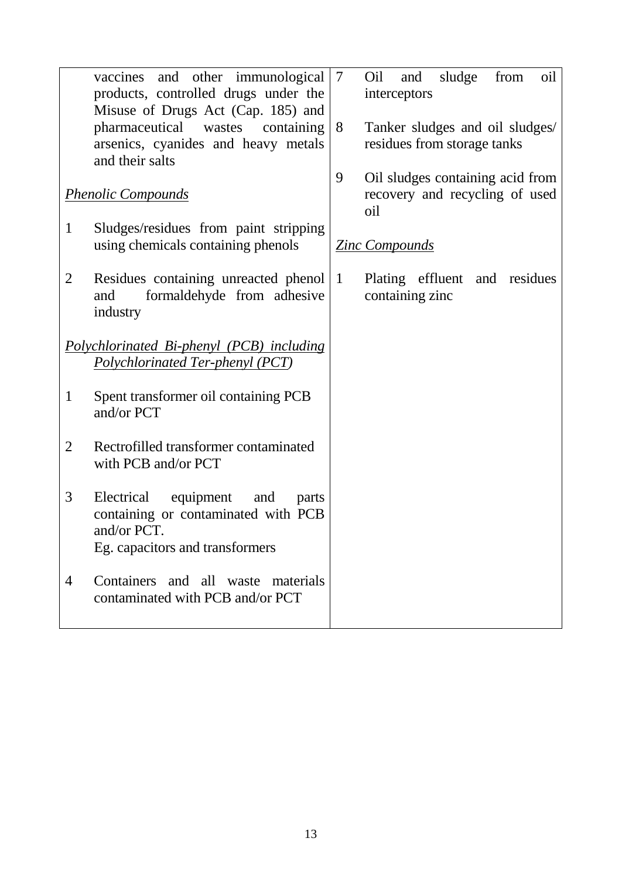vaccines and other immunological products, controlled drugs under the Misuse of Drugs Act (Cap. 185) and pharmaceutical wastes containing arsenics, cyanides and heavy metals and their salts

*Phenolic Compounds*

1 Sludges/residues from paint stripping using chemicals containing phenols

2 Residues containing unreacted phenol and formaldehyde from adhesive industry

*Polychlorinated Bi-phenyl (PCB) including Polychlorinated Ter-phenyl (PCT)*

1 Spent transformer oil containing PCB and/or PCT

2 Rectrofilled transformer contaminated with PCB and/or PCT

3 Electrical equipment and parts containing or contaminated with PCB and/or PCT.
Eg. capacitors and transformers

4 Containers and all waste materials contaminated with PCB and/or PCT

7 Oil and sludge from oil interceptors

8 Tanker sludges and oil sludges/ residues from storage tanks

9 Oil sludges containing acid from recovery and recycling of used oil

*Zinc Compounds*

1 Plating effluent and residues containing zinc